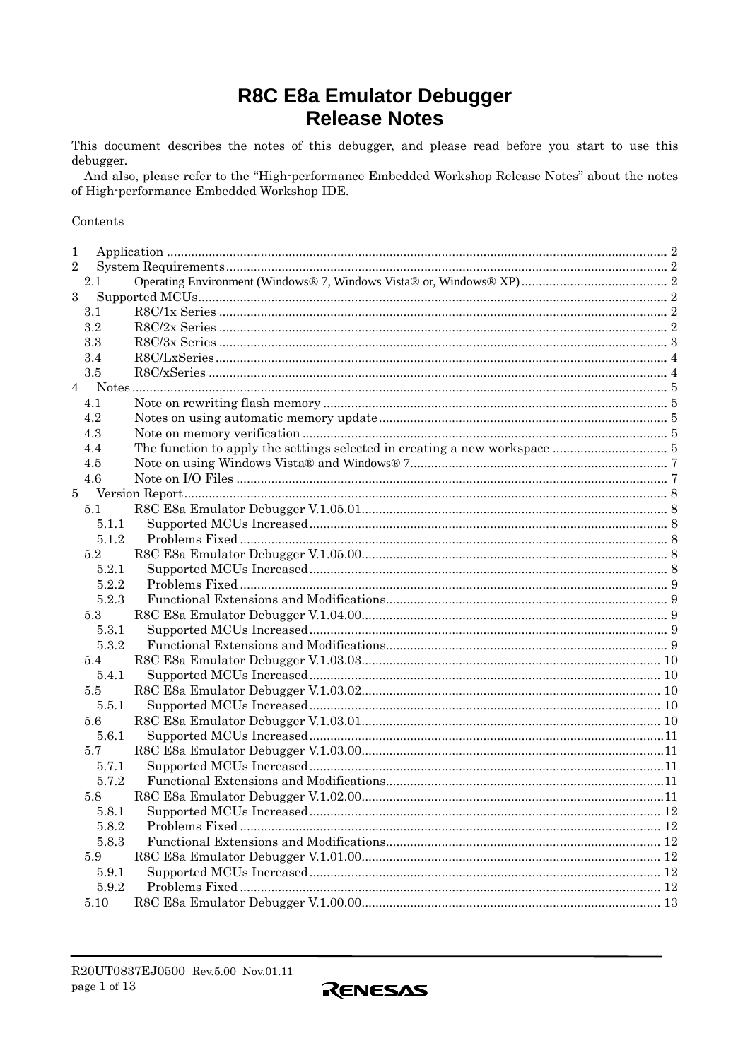# R8C E8a Emulator Debugger
# Release Notes

This document describes the notes of this debugger, and please read before you start to use this debugger.

And also, please refer to the "High-performance Embedded Workshop Release Notes" about the notes of High-performance Embedded Workshop IDE.

Contents

1 Application ............................................................................................................................... 2
2 System Requirements .............................................................................................................. 2
  2.1 Operating Environment (Windows® 7, Windows Vista® or, Windows® XP) .......................................... 2
3 Supported MCUs ...................................................................................................................... 2
  3.1 R8C/1x Series ................................................................................................................ 2
  3.2 R8C/2x Series ................................................................................................................ 2
  3.3 R8C/3x Series ................................................................................................................ 3
  3.4 R8C/LxSeries ................................................................................................................. 4
  3.5 R8C/xSeries ................................................................................................................... 4
4 Notes ......................................................................................................................................... 5
  4.1 Note on rewriting flash memory .................................................................................. 5
  4.2 Notes on using automatic memory update .................................................................. 5
  4.3 Note on memory verification ........................................................................................ 5
  4.4 The function to apply the settings selected in creating a new workspace ................................ 5
  4.5 Note on using Windows Vista® and Windows® 7 ......................................................................... 7
  4.6 Note on I/O Files ........................................................................................................... 7
5 Version Report ......................................................................................................................... 8
  5.1 R8C E8a Emulator Debugger V.1.05.01 ....................................................................... 8
    5.1.1 Supported MCUs Increased ...................................................................................... 8
    5.1.2 Problems Fixed .......................................................................................................... 8
  5.2 R8C E8a Emulator Debugger V.1.05.00 ....................................................................... 8
    5.2.1 Supported MCUs Increased ...................................................................................... 8
    5.2.2 Problems Fixed .......................................................................................................... 9
    5.2.3 Functional Extensions and Modifications ................................................................ 9
  5.3 R8C E8a Emulator Debugger V.1.04.00 ....................................................................... 9
    5.3.1 Supported MCUs Increased ...................................................................................... 9
    5.3.2 Functional Extensions and Modifications ................................................................ 9
  5.4 R8C E8a Emulator Debugger V.1.03.03 ..................................................................... 10
    5.4.1 Supported MCUs Increased .................................................................................... 10
  5.5 R8C E8a Emulator Debugger V.1.03.02 ..................................................................... 10
    5.5.1 Supported MCUs Increased .................................................................................... 10
  5.6 R8C E8a Emulator Debugger V.1.03.01 ..................................................................... 10
    5.6.1 Supported MCUs Increased .................................................................................... 11
  5.7 R8C E8a Emulator Debugger V.1.03.00 ..................................................................... 11
    5.7.1 Supported MCUs Increased .................................................................................... 11
    5.7.2 Functional Extensions and Modifications .............................................................. 11
  5.8 R8C E8a Emulator Debugger V.1.02.00 ..................................................................... 11
    5.8.1 Supported MCUs Increased .................................................................................... 12
    5.8.2 Problems Fixed ........................................................................................................ 12
    5.8.3 Functional Extensions and Modifications .............................................................. 12
  5.9 R8C E8a Emulator Debugger V.1.01.00 ..................................................................... 12
    5.9.1 Supported MCUs Increased .................................................................................... 12
    5.9.2 Problems Fixed ........................................................................................................ 12
  5.10 R8C E8a Emulator Debugger V.1.00.00 ..................................................................... 13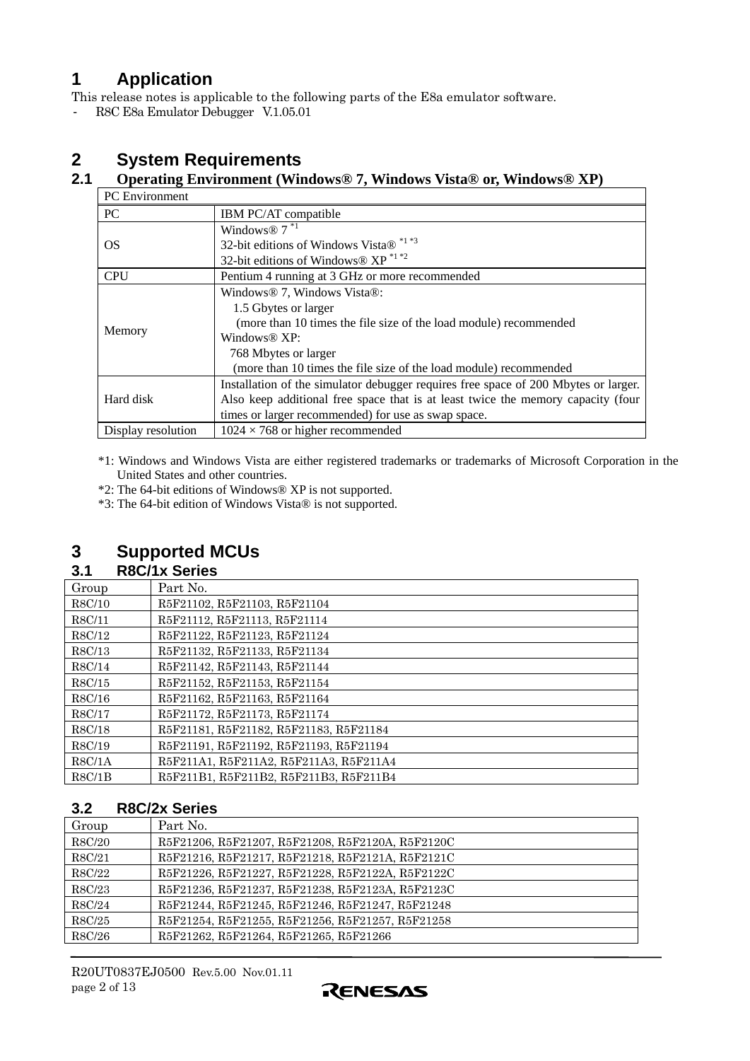# 1 Application

This release notes is applicable to the following parts of the E8a emulator software.

- R8C E8a Emulator Debugger V.1.05.01

# 2 System Requirements

## 2.1 Operating Environment (Windows® 7, Windows Vista® or, Windows® XP)

| PC Environment | |
|---|---|
| PC | IBM PC/AT compatible |
| OS | Windows® 7 *1<br>32-bit editions of Windows Vista® *1 *3<br>32-bit editions of Windows® XP *1 *2 |
| CPU | Pentium 4 running at 3 GHz or more recommended |
| Memory | Windows® 7, Windows Vista®:<br>1.5 Gbytes or larger<br>(more than 10 times the file size of the load module) recommended<br>Windows® XP:<br>768 Mbytes or larger<br>(more than 10 times the file size of the load module) recommended |
| Hard disk | Installation of the simulator debugger requires free space of 200 Mbytes or larger. Also keep additional free space that is at least twice the memory capacity (four times or larger recommended) for use as swap space. |
| Display resolution | 1024 × 768 or higher recommended |

*1: Windows and Windows Vista are either registered trademarks or trademarks of Microsoft Corporation in the United States and other countries.
*2: The 64-bit editions of Windows® XP is not supported.
*3: The 64-bit edition of Windows Vista® is not supported.

# 3 Supported MCUs

## 3.1 R8C/1x Series

| Group | Part No. |
|---|---|
| R8C/10 | R5F21102, R5F21103, R5F21104 |
| R8C/11 | R5F21112, R5F21113, R5F21114 |
| R8C/12 | R5F21122, R5F21123, R5F21124 |
| R8C/13 | R5F21132, R5F21133, R5F21134 |
| R8C/14 | R5F21142, R5F21143, R5F21144 |
| R8C/15 | R5F21152, R5F21153, R5F21154 |
| R8C/16 | R5F21162, R5F21163, R5F21164 |
| R8C/17 | R5F21172, R5F21173, R5F21174 |
| R8C/18 | R5F21181, R5F21182, R5F21183, R5F21184 |
| R8C/19 | R5F21191, R5F21192, R5F21193, R5F21194 |
| R8C/1A | R5F211A1, R5F211A2, R5F211A3, R5F211A4 |
| R8C/1B | R5F211B1, R5F211B2, R5F211B3, R5F211B4 |

## 3.2 R8C/2x Series

| Group | Part No. |
|---|---|
| R8C/20 | R5F21206, R5F21207, R5F21208, R5F2120A, R5F2120C |
| R8C/21 | R5F21216, R5F21217, R5F21218, R5F2121A, R5F2121C |
| R8C/22 | R5F21226, R5F21227, R5F21228, R5F2122A, R5F2122C |
| R8C/23 | R5F21236, R5F21237, R5F21238, R5F2123A, R5F2123C |
| R8C/24 | R5F21244, R5F21245, R5F21246, R5F21247, R5F21248 |
| R8C/25 | R5F21254, R5F21255, R5F21256, R5F21257, R5F21258 |
| R8C/26 | R5F21262, R5F21264, R5F21265, R5F21266 |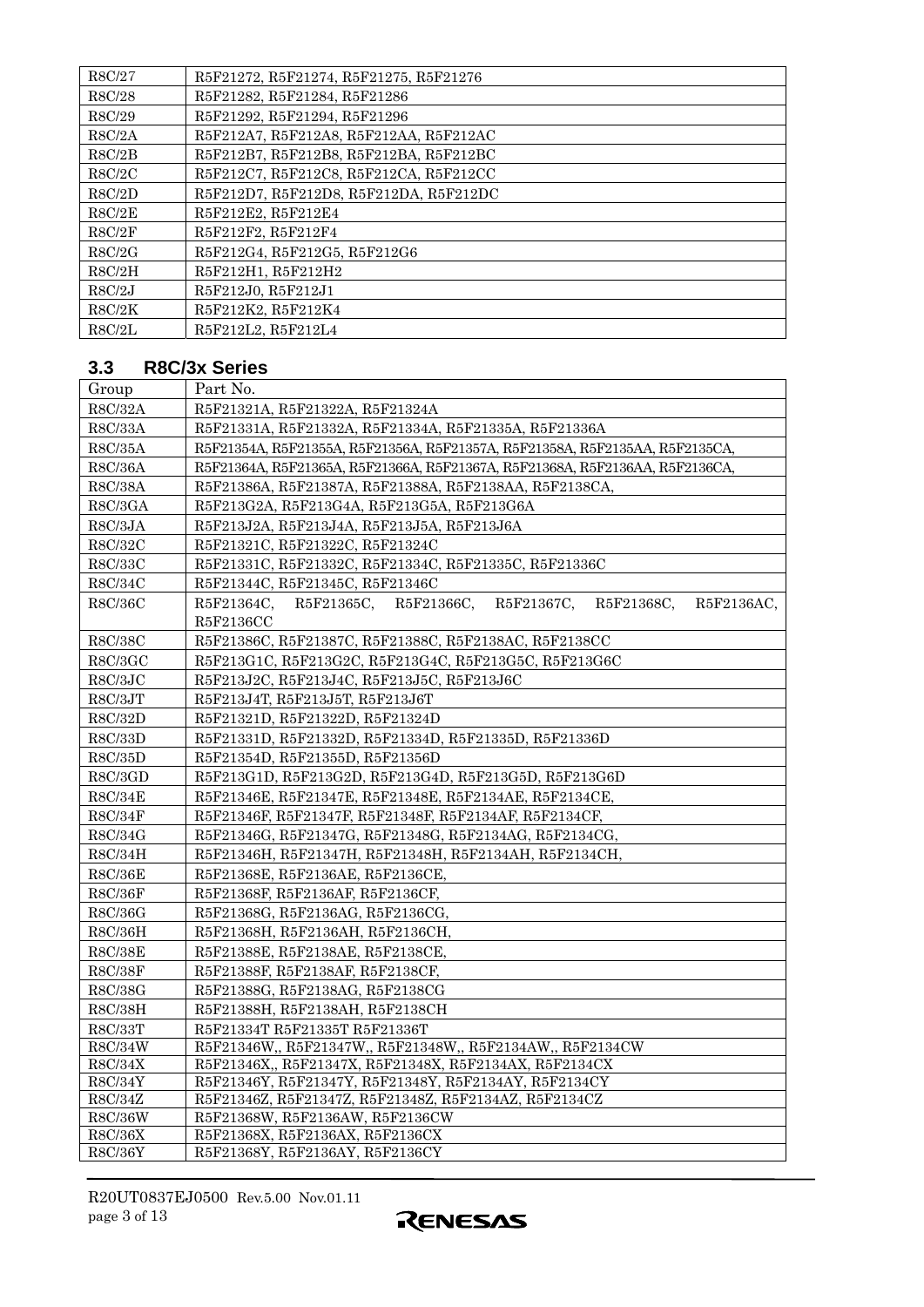| | |
|---|---|
| R8C/27 | R5F21272, R5F21274, R5F21275, R5F21276 |
| R8C/28 | R5F21282, R5F21284, R5F21286 |
| R8C/29 | R5F21292, R5F21294, R5F21296 |
| R8C/2A | R5F212A7, R5F212A8, R5F212AA, R5F212AC |
| R8C/2B | R5F212B7, R5F212B8, R5F212BA, R5F212BC |
| R8C/2C | R5F212C7, R5F212C8, R5F212CA, R5F212CC |
| R8C/2D | R5F212D7, R5F212D8, R5F212DA, R5F212DC |
| R8C/2E | R5F212E2, R5F212E4 |
| R8C/2F | R5F212F2, R5F212F4 |
| R8C/2G | R5F212G4, R5F212G5, R5F212G6 |
| R8C/2H | R5F212H1, R5F212H2 |
| R8C/2J | R5F212J0, R5F212J1 |
| R8C/2K | R5F212K2, R5F212K4 |
| R8C/2L | R5F212L2, R5F212L4 |

### 3.3 R8C/3x Series

| Group | Part No. |
|---|---|
| R8C/32A | R5F21321A, R5F21322A, R5F21324A |
| R8C/33A | R5F21331A, R5F21332A, R5F21334A, R5F21335A, R5F21336A |
| R8C/35A | R5F21354A, R5F21355A, R5F21356A, R5F21357A, R5F21358A, R5F2135AA, R5F2135CA, |
| R8C/36A | R5F21364A, R5F21365A, R5F21366A, R5F21367A, R5F21368A, R5F2136AA, R5F2136CA, |
| R8C/38A | R5F21386A, R5F21387A, R5F21388A, R5F2138AA, R5F2138CA, |
| R8C/3GA | R5F213G2A, R5F213G4A, R5F213G5A, R5F213G6A |
| R8C/3JA | R5F213J2A, R5F213J4A, R5F213J5A, R5F213J6A |
| R8C/32C | R5F21321C, R5F21322C, R5F21324C |
| R8C/33C | R5F21331C, R5F21332C, R5F21334C, R5F21335C, R5F21336C |
| R8C/34C | R5F21344C, R5F21345C, R5F21346C |
| R8C/36C | R5F21364C, R5F21365C, R5F21366C, R5F21367C, R5F21368C, R5F2136AC, R5F2136CC |
| R8C/38C | R5F21386C, R5F21387C, R5F21388C, R5F2138AC, R5F2138CC |
| R8C/3GC | R5F213G1C, R5F213G2C, R5F213G4C, R5F213G5C, R5F213G6C |
| R8C/3JC | R5F213J2C, R5F213J4C, R5F213J5C, R5F213J6C |
| R8C/3JT | R5F213J4T, R5F213J5T, R5F213J6T |
| R8C/32D | R5F21321D, R5F21322D, R5F21324D |
| R8C/33D | R5F21331D, R5F21332D, R5F21334D, R5F21335D, R5F21336D |
| R8C/35D | R5F21354D, R5F21355D, R5F21356D |
| R8C/3GD | R5F213G1D, R5F213G2D, R5F213G4D, R5F213G5D, R5F213G6D |
| R8C/34E | R5F21346E, R5F21347E, R5F21348E, R5F2134AE, R5F2134CE, |
| R8C/34F | R5F21346F, R5F21347F, R5F21348F, R5F2134AF, R5F2134CF, |
| R8C/34G | R5F21346G, R5F21347G, R5F21348G, R5F2134AG, R5F2134CG, |
| R8C/34H | R5F21346H, R5F21347H, R5F21348H, R5F2134AH, R5F2134CH, |
| R8C/36E | R5F21368E, R5F2136AE, R5F2136CE, |
| R8C/36F | R5F21368F, R5F2136AF, R5F2136CF, |
| R8C/36G | R5F21368G, R5F2136AG, R5F2136CG, |
| R8C/36H | R5F21368H, R5F2136AH, R5F2136CH, |
| R8C/38E | R5F21388E, R5F2138AE, R5F2138CE, |
| R8C/38F | R5F21388F, R5F2138AF, R5F2138CF, |
| R8C/38G | R5F21388G, R5F2138AG, R5F2138CG |
| R8C/38H | R5F21388H, R5F2138AH, R5F2138CH |
| R8C/33T | R5F21334T R5F21335T R5F21336T |
| R8C/34W | R5F21346W,, R5F21347W,, R5F21348W,, R5F2134AW,, R5F2134CW |
| R8C/34X | R5F21346X,, R5F21347X, R5F21348X, R5F2134AX, R5F2134CX |
| R8C/34Y | R5F21346Y, R5F21347Y, R5F21348Y, R5F2134AY, R5F2134CY |
| R8C/34Z | R5F21346Z, R5F21347Z, R5F21348Z, R5F2134AZ, R5F2134CZ |
| R8C/36W | R5F21368W, R5F2136AW, R5F2136CW |
| R8C/36X | R5F21368X, R5F2136AX, R5F2136CX |
| R8C/36Y | R5F21368Y, R5F2136AY, R5F2136CY |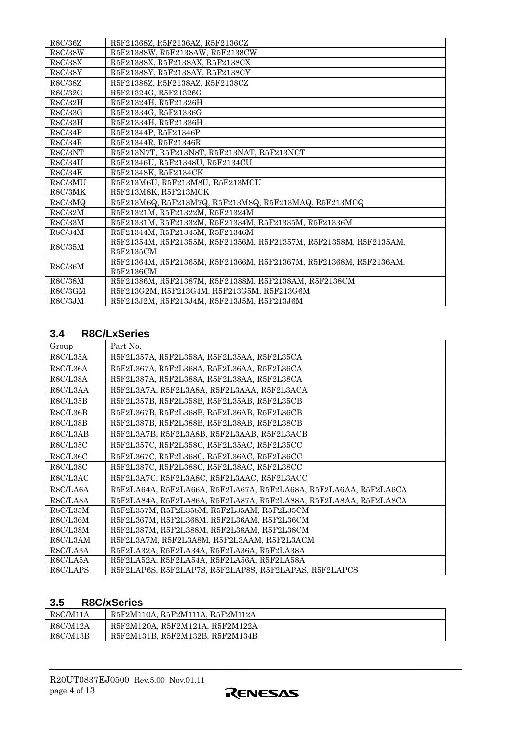| R8C/36Z | R5F21368Z, R5F2136AZ, R5F2136CZ |
|---|---|
| R8C/38W | R5F21388W, R5F2138AW, R5F2138CW |
| R8C/38X | R5F21388X, R5F2138AX, R5F2138CX |
| R8C/38Y | R5F21388Y, R5F2138AY, R5F2138CY |
| R8C/38Z | R5F21388Z, R5F2138AZ, R5F2138CZ |
| R8C/32G | R5F21324G, R5F21326G |
| R8C/32H | R5F21324H, R5F21326H |
| R8C/33G | R5F21334G, R5F21336G |
| R8C/33H | R5F21334H, R5F21336H |
| R8C/34P | R5F21344P, R5F21346P |
| R8C/34R | R5F21344R, R5F21346R |
| R8C/3NT | R5F213N7T, R5F213N8T, R5F213NAT, R5F213NCT |
| R8C/34U | R5F21346U, R5F21348U, R5F2134CU |
| R8C/34K | R5F21348K, R5F2134CK |
| R8C/3MU | R5F213M6U, R5F213M8U, R5F213MCU |
| R8C/3MK | R5F213M8K, R5F213MCK |
| R8C/3MQ | R5F213M6Q, R5F213M7Q, R5F213M8Q, R5F213MAQ, R5F213MCQ |
| R8C/32M | R5F21321M, R5F21322M, R5F21324M |
| R8C/33M | R5F21331M, R5F21332M, R5F21334M, R5F21335M, R5F21336M |
| R8C/34M | R5F21344M, R5F21345M, R5F21346M |
| R8C/35M | R5F21354M, R5F21355M, R5F21356M, R5F21357M, R5F21358M, R5F2135AM, R5F2135CM |
| R8C/36M | R5F21364M, R5F21365M, R5F21366M, R5F21367M, R5F21368M, R5F2136AM, R5F2136CM |
| R8C/38M | R5F21386M, R5F21387M, R5F21388M, R5F2138AM, R5F2138CM |
| R8C/3GM | R5F213G2M, R5F213G4M, R5F213G5M, R5F213G6M |
| R8C/3JM | R5F213J2M, R5F213J4M, R5F213J5M, R5F213J6M |

## 3.4 R8C/LxSeries

| Group | Part No. |
|---|---|
| R8C/L35A | R5F2L357A, R5F2L358A, R5F2L35AA, R5F2L35CA |
| R8C/L36A | R5F2L367A, R5F2L368A, R5F2L36AA, R5F2L36CA |
| R8C/L38A | R5F2L387A, R5F2L388A, R5F2L38AA, R5F2L38CA |
| R8C/L3AA | R5F2L3A7A, R5F2L3A8A, R5F2L3AAA, R5F2L3ACA |
| R8C/L35B | R5F2L357B, R5F2L358B, R5F2L35AB, R5F2L35CB |
| R8C/L36B | R5F2L367B, R5F2L368B, R5F2L36AB, R5F2L36CB |
| R8C/L38B | R5F2L387B, R5F2L388B, R5F2L38AB, R5F2L38CB |
| R8C/L3AB | R5F2L3A7B, R5F2L3A8B, R5F2L3AAB, R5F2L3ACB |
| R8C/L35C | R5F2L357C, R5F2L358C, R5F2L35AC, R5F2L35CC |
| R8C/L36C | R5F2L367C, R5F2L368C, R5F2L36AC, R5F2L36CC |
| R8C/L38C | R5F2L387C, R5F2L388C, R5F2L38AC, R5F2L38CC |
| R8C/L3AC | R5F2L3A7C, R5F2L3A8C, R5F2L3AAC, R5F2L3ACC |
| R8C/LA6A | R5F2LA64A, R5F2LA66A, R5F2LA67A, R5F2LA68A, R5F2LA6AA, R5F2LA6CA |
| R8C/LA8A | R5F2LA84A, R5F2LA86A, R5F2LA87A, R5F2LA88A, R5F2LA8AA, R5F2LA8CA |
| R8C/L35M | R5F2L357M, R5F2L358M, R5F2L35AM, R5F2L35CM |
| R8C/L36M | R5F2L367M, R5F2L368M, R5F2L36AM, R5F2L36CM |
| R8C/L38M | R5F2L387M, R5F2L388M, R5F2L38AM, R5F2L38CM |
| R8C/L3AM | R5F2L3A7M, R5F2L3A8M, R5F2L3AAM, R5F2L3ACM |
| R8C/LA3A | R5F2LA32A, R5F2LA34A, R5F2LA36A, R5F2LA38A |
| R8C/LA5A | R5F2LA52A, R5F2LA54A, R5F2LA56A, R5F2LA58A |
| R8C/LAPS | R5F2LAP6S, R5F2LAP7S, R5F2LAP8S, R5F2LAPAS, R5F2LAPCS |

## 3.5 R8C/xSeries

| R8C/M11A | R5F2M110A, R5F2M111A, R5F2M112A |
|---|---|
| R8C/M12A | R5F2M120A, R5F2M121A, R5F2M122A |
| R8C/M13B | R5F2M131B, R5F2M132B, R5F2M134B |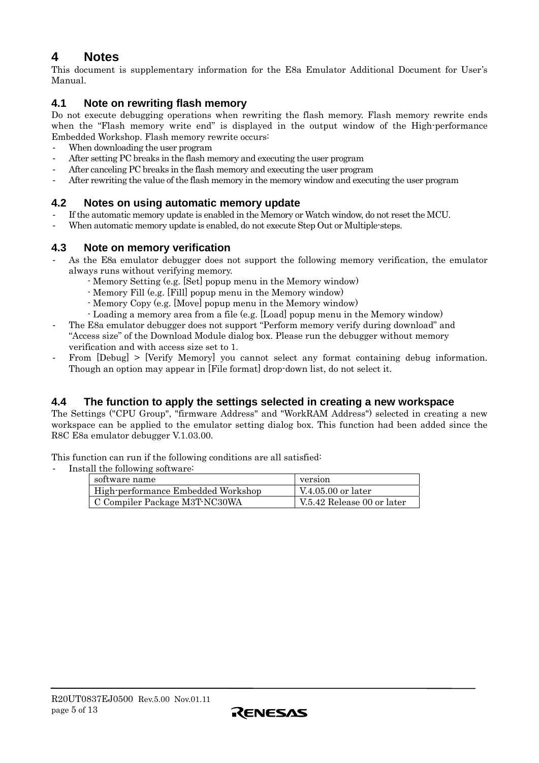# 4 Notes

This document is supplementary information for the E8a Emulator Additional Document for User's Manual.

## 4.1 Note on rewriting flash memory

Do not execute debugging operations when rewriting the flash memory. Flash memory rewrite ends when the "Flash memory write end" is displayed in the output window of the High-performance Embedded Workshop. Flash memory rewrite occurs:

- When downloading the user program
- After setting PC breaks in the flash memory and executing the user program
- After canceling PC breaks in the flash memory and executing the user program
- After rewriting the value of the flash memory in the memory window and executing the user program

## 4.2 Notes on using automatic memory update

- If the automatic memory update is enabled in the Memory or Watch window, do not reset the MCU.
- When automatic memory update is enabled, do not execute Step Out or Multiple-steps.

## 4.3 Note on memory verification

- As the E8a emulator debugger does not support the following memory verification, the emulator always runs without verifying memory.
  - Memory Setting (e.g. [Set] popup menu in the Memory window)
  - Memory Fill (e.g. [Fill] popup menu in the Memory window)
  - Memory Copy (e.g. [Move] popup menu in the Memory window)
  - Loading a memory area from a file (e.g. [Load] popup menu in the Memory window)
- The E8a emulator debugger does not support "Perform memory verify during download" and "Access size" of the Download Module dialog box. Please run the debugger without memory verification and with access size set to 1.
- From [Debug] > [Verify Memory] you cannot select any format containing debug information. Though an option may appear in [File format] drop-down list, do not select it.

## 4.4 The function to apply the settings selected in creating a new workspace

The Settings ("CPU Group", "firmware Address" and "WorkRAM Address") selected in creating a new workspace can be applied to the emulator setting dialog box. This function had been added since the R8C E8a emulator debugger V.1.03.00.

This function can run if the following conditions are all satisfied:

- Install the following software:

| software name | version |
| --- | --- |
| High-performance Embedded Workshop | V.4.05.00 or later |
| C Compiler Package M3T-NC30WA | V.5.42 Release 00 or later |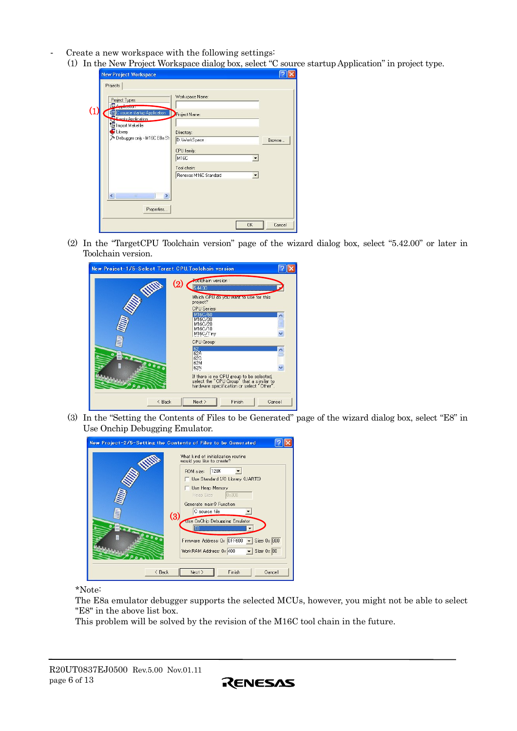- Create a new workspace with the following settings:
  1. In the New Project Workspace dialog box, select "C source startup Application" in project type.
  2. In the "TargetCPU Toolchain version" page of the wizard dialog box, select "5.42.00" or later in Toolchain version.
  3. In the "Setting the Contents of Files to be Generated" page of the wizard dialog box, select "E8" in Use Onchip Debugging Emulator.

*Note:
The E8a emulator debugger supports the selected MCUs, however, you might not be able to select "E8" in the above list box.
This problem will be solved by the revision of the M16C tool chain in the future.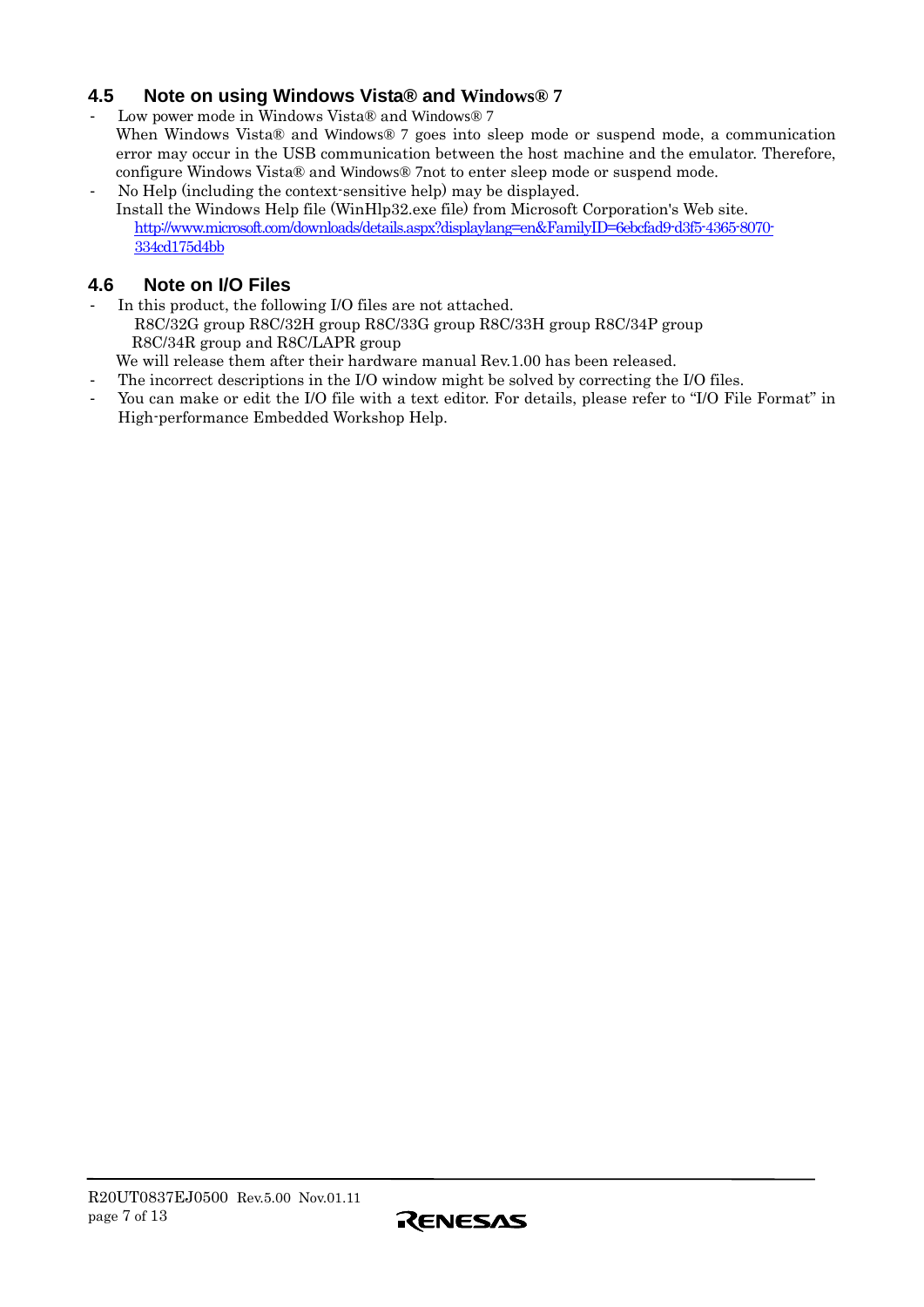## 4.5 Note on using Windows Vista® and Windows® 7

- Low power mode in Windows Vista® and Windows® 7
  When Windows Vista® and Windows® 7 goes into sleep mode or suspend mode, a communication error may occur in the USB communication between the host machine and the emulator. Therefore, configure Windows Vista® and Windows® 7not to enter sleep mode or suspend mode.
- No Help (including the context-sensitive help) may be displayed.
  Install the Windows Help file (WinHlp32.exe file) from Microsoft Corporation's Web site.
  http://www.microsoft.com/downloads/details.aspx?displaylang=en&FamilyID=6ebcfad9-d3f5-4365-8070-334cd175d4bb

## 4.6 Note on I/O Files

- In this product, the following I/O files are not attached.
  R8C/32G group R8C/32H group R8C/33G group R8C/33H group R8C/34P group
  R8C/34R group and R8C/LAPR group
  We will release them after their hardware manual Rev.1.00 has been released.
- The incorrect descriptions in the I/O window might be solved by correcting the I/O files.
- You can make or edit the I/O file with a text editor. For details, please refer to "I/O File Format" in High-performance Embedded Workshop Help.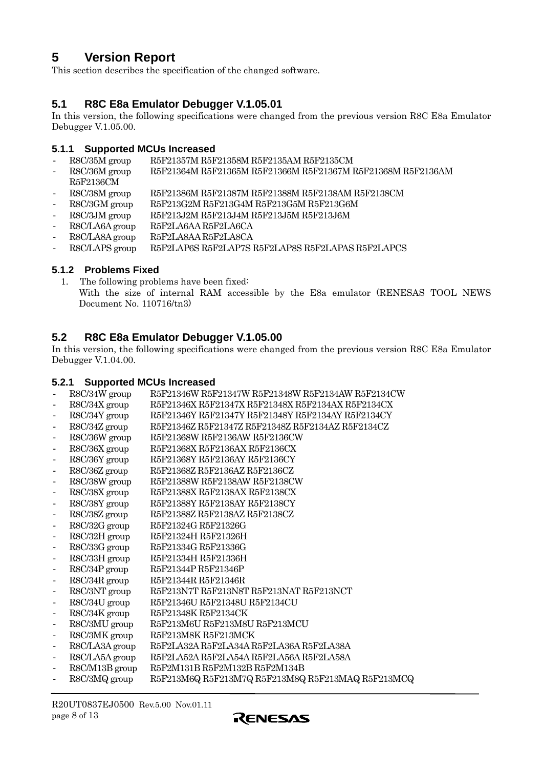# 5 Version Report

This section describes the specification of the changed software.

## 5.1 R8C E8a Emulator Debugger V.1.05.01

In this version, the following specifications were changed from the previous version R8C E8a Emulator Debugger V.1.05.00.

### 5.1.1 Supported MCUs Increased

- R8C/35M group R5F21357M R5F21358M R5F2135AM R5F2135CM
- R8C/36M group R5F21364M R5F21365M R5F21366M R5F21367M R5F21368M R5F2136AM R5F2136CM
- R8C/38M group R5F21386M R5F21387M R5F21388M R5F2138AM R5F2138CM
- R8C/3GM group R5F213G2M R5F213G4M R5F213G5M R5F213G6M
- R8C/3JM group R5F213J2M R5F213J4M R5F213J5M R5F213J6M
- R8C/LA6A group R5F2LA6AA R5F2LA6CA
- R8C/LA8A group R5F2LA8AA R5F2LA8CA
- R8C/LAPS group R5F2LAP6S R5F2LAP7S R5F2LAP8S R5F2LAPAS R5F2LAPCS

### 5.1.2 Problems Fixed

1. The following problems have been fixed:
   With the size of internal RAM accessible by the E8a emulator (RENESAS TOOL NEWS Document No. 110716/tn3)

## 5.2 R8C E8a Emulator Debugger V.1.05.00

In this version, the following specifications were changed from the previous version R8C E8a Emulator Debugger V.1.04.00.

### 5.2.1 Supported MCUs Increased

- R8C/34W group R5F21346W R5F21347W R5F21348W R5F2134AW R5F2134CW
- R8C/34X group R5F21346X R5F21347X R5F21348X R5F2134AX R5F2134CX
- R8C/34Y group R5F21346Y R5F21347Y R5F21348Y R5F2134AY R5F2134CY
- R8C/34Z group R5F21346Z R5F21347Z R5F21348Z R5F2134AZ R5F2134CZ
- R8C/36W group R5F21368W R5F2136AW R5F2136CW
- R8C/36X group R5F21368X R5F2136AX R5F2136CX
- R8C/36Y group R5F21368Y R5F2136AY R5F2136CY
- R8C/36Z group R5F21368Z R5F2136AZ R5F2136CZ
- R8C/38W group R5F21388W R5F2138AW R5F2138CW
- R8C/38X group R5F21388X R5F2138AX R5F2138CX
- R8C/38Y group R5F21388Y R5F2138AY R5F2138CY
- R8C/38Z group R5F21388Z R5F2138AZ R5F2138CZ
- R8C/32G group R5F21324G R5F21326G
- R8C/32H group R5F21324H R5F21326H
- R8C/33G group R5F21334G R5F21336G
- R8C/33H group R5F21334H R5F21336H
- R8C/34P group R5F21344P R5F21346P
- R8C/34R group R5F21344R R5F21346R
- R8C/3NT group R5F213N7T R5F213N8T R5F213NAT R5F213NCT
- R8C/34U group R5F21346U R5F21348U R5F2134CU
- R8C/34K group R5F21348K R5F2134CK
- R8C/3MU group R5F213M6U R5F213M8U R5F213MCU
- R8C/3MK group R5F213M8K R5F213MCK
- R8C/LA3A group R5F2LA32A R5F2LA34A R5F2LA36A R5F2LA38A
- R8C/LA5A group R5F2LA52A R5F2LA54A R5F2LA56A R5F2LA58A
- R8C/M13B group R5F2M131B R5F2M132B R5F2M134B
- R8C/3MQ group R5F213M6Q R5F213M7Q R5F213M8Q R5F213MAQ R5F213MCQ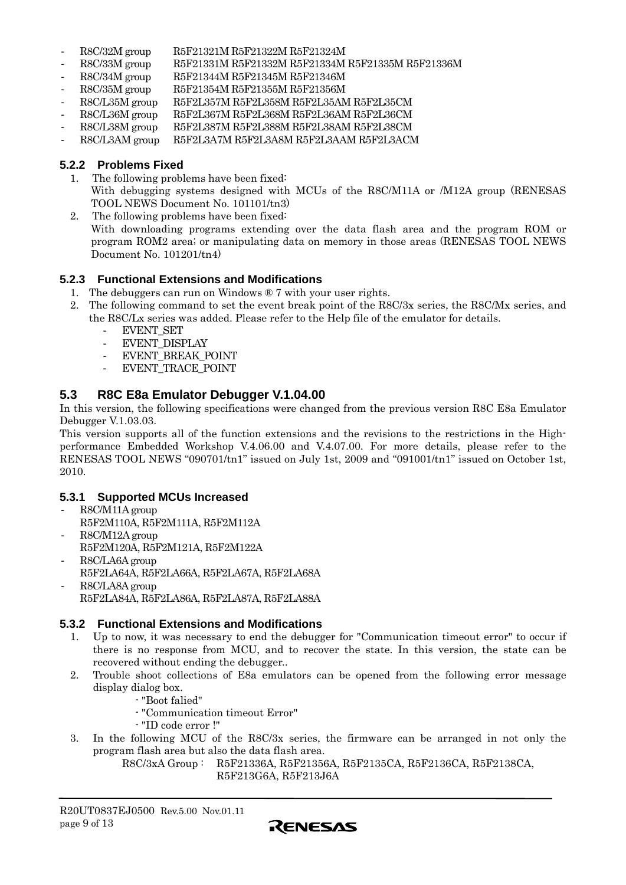- R8C/32M group R5F21321M R5F21322M R5F21324M
- R8C/33M group R5F21331M R5F21332M R5F21334M R5F21335M R5F21336M
- R8C/34M group R5F21344M R5F21345M R5F21346M
- R8C/35M group R5F21354M R5F21355M R5F21356M
- R8C/L35M group R5F2L357M R5F2L358M R5F2L35AM R5F2L35CM
- R8C/L36M group R5F2L367M R5F2L368M R5F2L36AM R5F2L36CM
- R8C/L38M group R5F2L387M R5F2L388M R5F2L38AM R5F2L38CM
- R8C/L3AM group R5F2L3A7M R5F2L3A8M R5F2L3AAM R5F2L3ACM

### 5.2.2 Problems Fixed

1. The following problems have been fixed:
   With debugging systems designed with MCUs of the R8C/M11A or /M12A group (RENESAS TOOL NEWS Document No. 101101/tn3)
2. The following problems have been fixed:
   With downloading programs extending over the data flash area and the program ROM or program ROM2 area; or manipulating data on memory in those areas (RENESAS TOOL NEWS Document No. 101201/tn4)

### 5.2.3 Functional Extensions and Modifications

1. The debuggers can run on Windows ® 7 with your user rights.
2. The following command to set the event break point of the R8C/3x series, the R8C/Mx series, and the R8C/Lx series was added. Please refer to the Help file of the emulator for details.
   - EVENT_SET
   - EVENT_DISPLAY
   - EVENT_BREAK_POINT
   - EVENT_TRACE_POINT

## 5.3 R8C E8a Emulator Debugger V.1.04.00

In this version, the following specifications were changed from the previous version R8C E8a Emulator Debugger V.1.03.03.

This version supports all of the function extensions and the revisions to the restrictions in the High-performance Embedded Workshop V.4.06.00 and V.4.07.00. For more details, please refer to the RENESAS TOOL NEWS "090701/tn1" issued on July 1st, 2009 and "091001/tn1" issued on October 1st, 2010.

### 5.3.1 Supported MCUs Increased

- R8C/M11A group
  R5F2M110A, R5F2M111A, R5F2M112A
- R8C/M12A group
  R5F2M120A, R5F2M121A, R5F2M122A
- R8C/LA6A group
  R5F2LA64A, R5F2LA66A, R5F2LA67A, R5F2LA68A
- R8C/LA8A group
  R5F2LA84A, R5F2LA86A, R5F2LA87A, R5F2LA88A

### 5.3.2 Functional Extensions and Modifications

1. Up to now, it was necessary to end the debugger for "Communication timeout error" to occur if there is no response from MCU, and to recover the state. In this version, the state can be recovered without ending the debugger..
2. Trouble shoot collections of E8a emulators can be opened from the following error message display dialog box.
   - "Boot falied"
   - "Communication timeout Error"
   - "ID code error !"
3. In the following MCU of the R8C/3x series, the firmware can be arranged in not only the program flash area but also the data flash area.
   R8C/3xA Group : R5F21336A, R5F21356A, R5F2135CA, R5F2136CA, R5F2138CA, R5F213G6A, R5F213J6A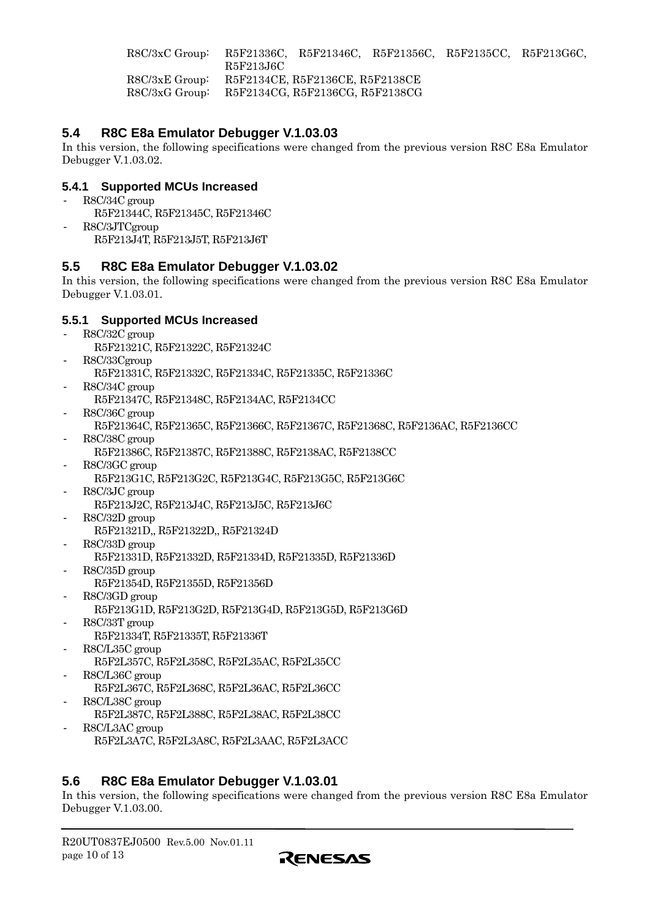R8C/3xC Group: R5F21336C, R5F21346C, R5F21356C, R5F2135CC, R5F213G6C, R5F213J6C
R8C/3xE Group: R5F2134CE, R5F2136CE, R5F2138CE
R8C/3xG Group: R5F2134CG, R5F2136CG, R5F2138CG

## 5.4 R8C E8a Emulator Debugger V.1.03.03

In this version, the following specifications were changed from the previous version R8C E8a Emulator Debugger V.1.03.02.

### 5.4.1 Supported MCUs Increased

- R8C/34C group
  R5F21344C, R5F21345C, R5F21346C
- R8C/3JTCgroup
  R5F213J4T, R5F213J5T, R5F213J6T

## 5.5 R8C E8a Emulator Debugger V.1.03.02

In this version, the following specifications were changed from the previous version R8C E8a Emulator Debugger V.1.03.01.

### 5.5.1 Supported MCUs Increased

- R8C/32C group
  R5F21321C, R5F21322C, R5F21324C
- R8C/33Cgroup
  R5F21331C, R5F21332C, R5F21334C, R5F21335C, R5F21336C
- R8C/34C group
  R5F21347C, R5F21348C, R5F2134AC, R5F2134CC
- R8C/36C group
  R5F21364C, R5F21365C, R5F21366C, R5F21367C, R5F21368C, R5F2136AC, R5F2136CC
- R8C/38C group
  R5F21386C, R5F21387C, R5F21388C, R5F2138AC, R5F2138CC
- R8C/3GC group
  R5F213G1C, R5F213G2C, R5F213G4C, R5F213G5C, R5F213G6C
- R8C/3JC group
  R5F213J2C, R5F213J4C, R5F213J5C, R5F213J6C
- R8C/32D group
  R5F21321D,, R5F21322D,, R5F21324D
- R8C/33D group
  R5F21331D, R5F21332D, R5F21334D, R5F21335D, R5F21336D
- R8C/35D group
  R5F21354D, R5F21355D, R5F21356D
- R8C/3GD group
  R5F213G1D, R5F213G2D, R5F213G4D, R5F213G5D, R5F213G6D
- R8C/33T group
  R5F21334T, R5F21335T, R5F21336T
- R8C/L35C group
  R5F2L357C, R5F2L358C, R5F2L35AC, R5F2L35CC
- R8C/L36C group
  R5F2L367C, R5F2L368C, R5F2L36AC, R5F2L36CC
- R8C/L38C group
  R5F2L387C, R5F2L388C, R5F2L38AC, R5F2L38CC
- R8C/L3AC group
  R5F2L3A7C, R5F2L3A8C, R5F2L3AAC, R5F2L3ACC

## 5.6 R8C E8a Emulator Debugger V.1.03.01

In this version, the following specifications were changed from the previous version R8C E8a Emulator Debugger V.1.03.00.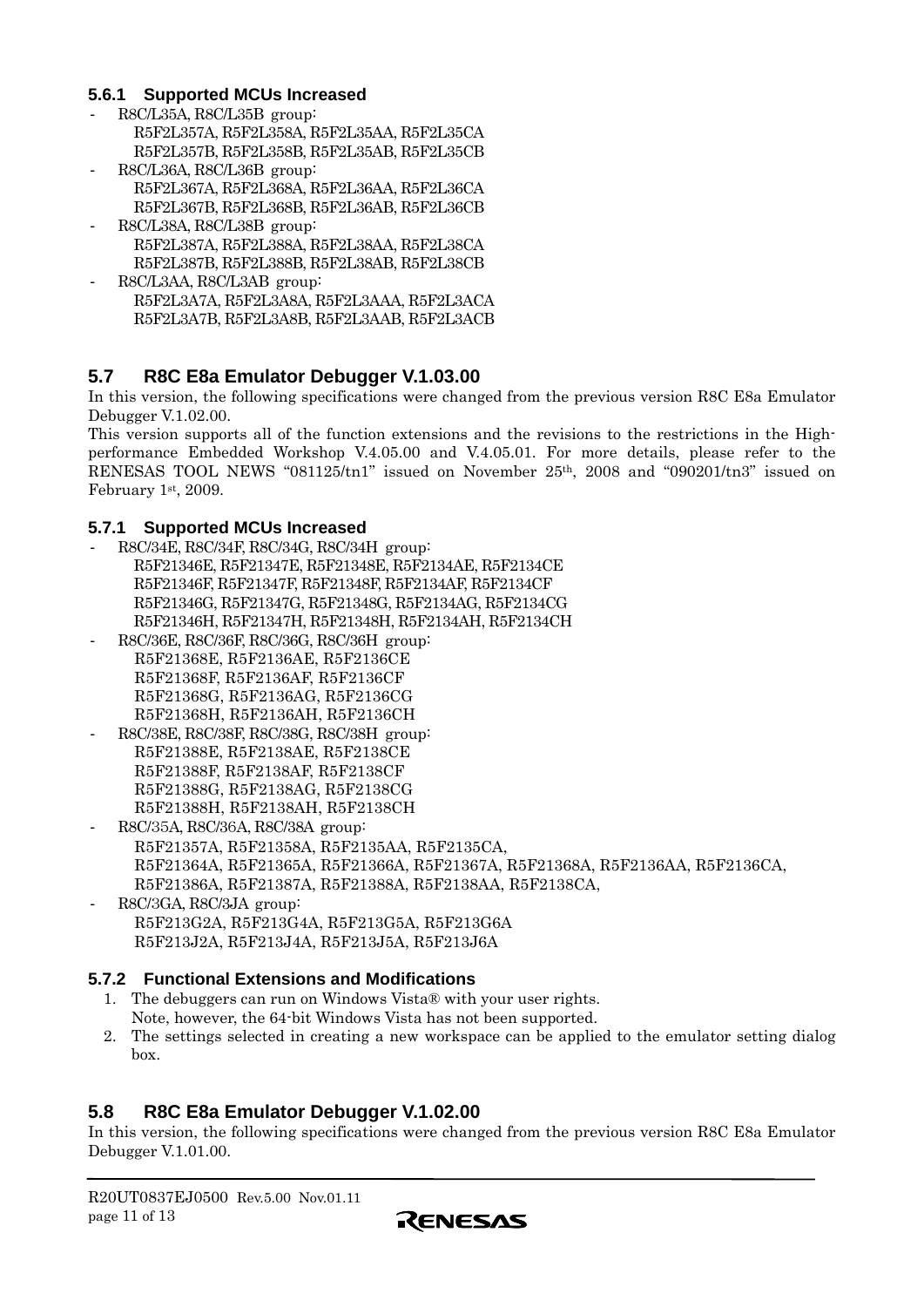### 5.6.1 Supported MCUs Increased

- R8C/L35A, R8C/L35B group:
  R5F2L357A, R5F2L358A, R5F2L35AA, R5F2L35CA
  R5F2L357B, R5F2L358B, R5F2L35AB, R5F2L35CB
- R8C/L36A, R8C/L36B group:
  R5F2L367A, R5F2L368A, R5F2L36AA, R5F2L36CA
  R5F2L367B, R5F2L368B, R5F2L36AB, R5F2L36CB
- R8C/L38A, R8C/L38B group:
  R5F2L387A, R5F2L388A, R5F2L38AA, R5F2L38CA
  R5F2L387B, R5F2L388B, R5F2L38AB, R5F2L38CB
- R8C/L3AA, R8C/L3AB group:
  R5F2L3A7A, R5F2L3A8A, R5F2L3AAA, R5F2L3ACA
  R5F2L3A7B, R5F2L3A8B, R5F2L3AAB, R5F2L3ACB

## 5.7 R8C E8a Emulator Debugger V.1.03.00

In this version, the following specifications were changed from the previous version R8C E8a Emulator Debugger V.1.02.00.
This version supports all of the function extensions and the revisions to the restrictions in the High-performance Embedded Workshop V.4.05.00 and V.4.05.01. For more details, please refer to the RENESAS TOOL NEWS "081125/tn1" issued on November 25th, 2008 and "090201/tn3" issued on February 1st, 2009.

### 5.7.1 Supported MCUs Increased

- R8C/34E, R8C/34F, R8C/34G, R8C/34H group:
  R5F21346E, R5F21347E, R5F21348E, R5F2134AE, R5F2134CE
  R5F21346F, R5F21347F, R5F21348F, R5F2134AF, R5F2134CF
  R5F21346G, R5F21347G, R5F21348G, R5F2134AG, R5F2134CG
  R5F21346H, R5F21347H, R5F21348H, R5F2134AH, R5F2134CH
- R8C/36E, R8C/36F, R8C/36G, R8C/36H group:
  R5F21368E, R5F2136AE, R5F2136CE
  R5F21368F, R5F2136AF, R5F2136CF
  R5F21368G, R5F2136AG, R5F2136CG
  R5F21368H, R5F2136AH, R5F2136CH
- R8C/38E, R8C/38F, R8C/38G, R8C/38H group:
  R5F21388E, R5F2138AE, R5F2138CE
  R5F21388F, R5F2138AF, R5F2138CF
  R5F21388G, R5F2138AG, R5F2138CG
  R5F21388H, R5F2138AH, R5F2138CH
- R8C/35A, R8C/36A, R8C/38A group:
  R5F21357A, R5F21358A, R5F2135AA, R5F2135CA,
  R5F21364A, R5F21365A, R5F21366A, R5F21367A, R5F21368A, R5F2136AA, R5F2136CA,
  R5F21386A, R5F21387A, R5F21388A, R5F2138AA, R5F2138CA,
- R8C/3GA, R8C/3JA group:
  R5F213G2A, R5F213G4A, R5F213G5A, R5F213G6A
  R5F213J2A, R5F213J4A, R5F213J5A, R5F213J6A

### 5.7.2 Functional Extensions and Modifications

1. The debuggers can run on Windows Vista® with your user rights.
   Note, however, the 64-bit Windows Vista has not been supported.
2. The settings selected in creating a new workspace can be applied to the emulator setting dialog box.

## 5.8 R8C E8a Emulator Debugger V.1.02.00

In this version, the following specifications were changed from the previous version R8C E8a Emulator Debugger V.1.01.00.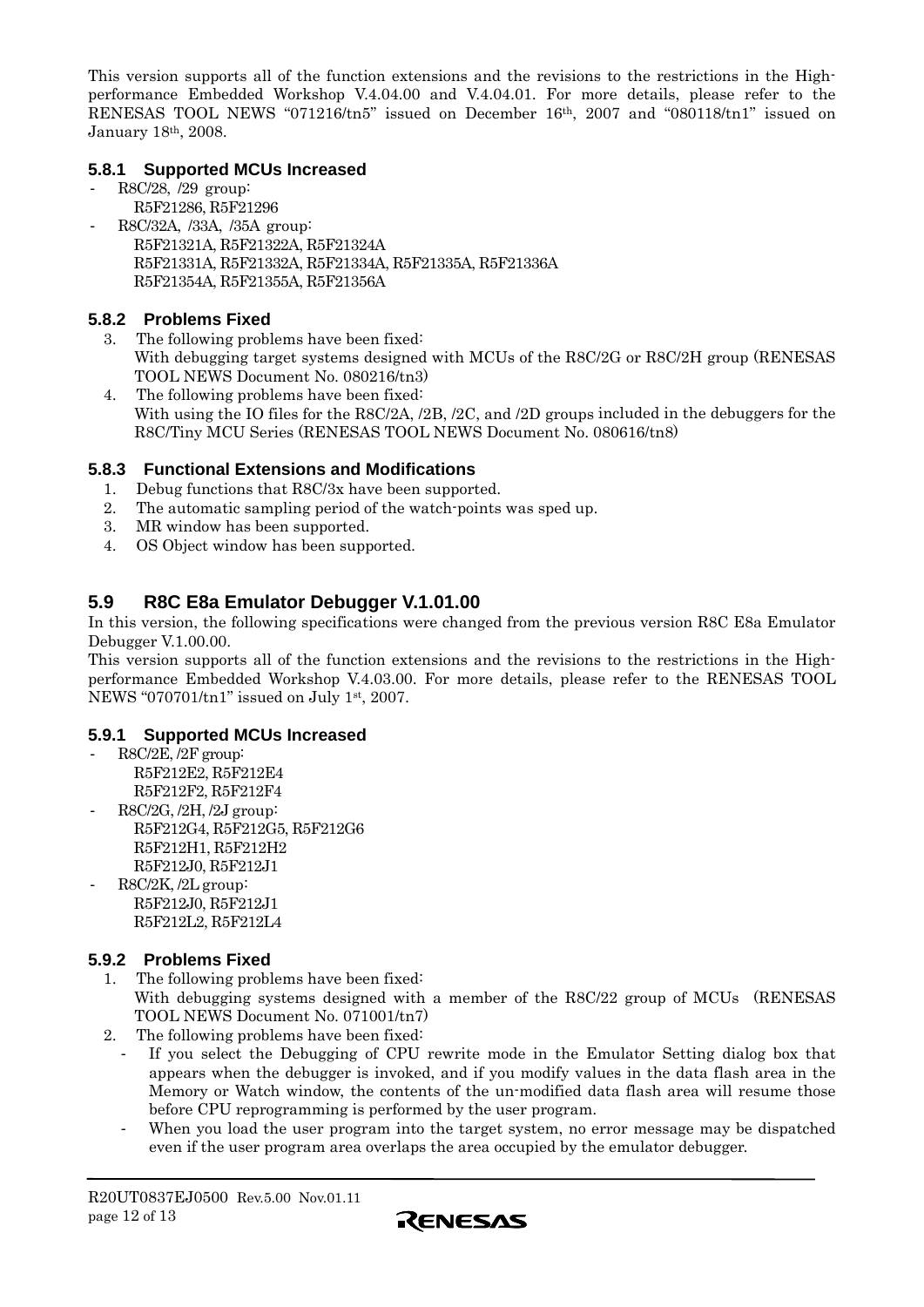This version supports all of the function extensions and the revisions to the restrictions in the High-performance Embedded Workshop V.4.04.00 and V.4.04.01. For more details, please refer to the RENESAS TOOL NEWS "071216/tn5" issued on December 16th, 2007 and "080118/tn1" issued on January 18th, 2008.

### 5.8.1 Supported MCUs Increased

- R8C/28, /29 group:
  R5F21286, R5F21296
- R8C/32A, /33A, /35A group:
  R5F21321A, R5F21322A, R5F21324A
  R5F21331A, R5F21332A, R5F21334A, R5F21335A, R5F21336A
  R5F21354A, R5F21355A, R5F21356A

### 5.8.2 Problems Fixed

3. The following problems have been fixed:
   With debugging target systems designed with MCUs of the R8C/2G or R8C/2H group (RENESAS TOOL NEWS Document No. 080216/tn3)
4. The following problems have been fixed:
   With using the IO files for the R8C/2A, /2B, /2C, and /2D groups included in the debuggers for the R8C/Tiny MCU Series (RENESAS TOOL NEWS Document No. 080616/tn8)

### 5.8.3 Functional Extensions and Modifications

1. Debug functions that R8C/3x have been supported.
2. The automatic sampling period of the watch-points was sped up.
3. MR window has been supported.
4. OS Object window has been supported.

## 5.9 R8C E8a Emulator Debugger V.1.01.00

In this version, the following specifications were changed from the previous version R8C E8a Emulator Debugger V.1.00.00.
This version supports all of the function extensions and the revisions to the restrictions in the High-performance Embedded Workshop V.4.03.00. For more details, please refer to the RENESAS TOOL NEWS "070701/tn1" issued on July 1st, 2007.

### 5.9.1 Supported MCUs Increased

- R8C/2E, /2F group:
  R5F212E2, R5F212E4
  R5F212F2, R5F212F4
- R8C/2G, /2H, /2J group:
  R5F212G4, R5F212G5, R5F212G6
  R5F212H1, R5F212H2
  R5F212J0, R5F212J1
- R8C/2K, /2L group:
  R5F212J0, R5F212J1
  R5F212L2, R5F212L4

### 5.9.2 Problems Fixed

1. The following problems have been fixed:
   With debugging systems designed with a member of the R8C/22 group of MCUs (RENESAS TOOL NEWS Document No. 071001/tn7)
2. The following problems have been fixed:
   - If you select the Debugging of CPU rewrite mode in the Emulator Setting dialog box that appears when the debugger is invoked, and if you modify values in the data flash area in the Memory or Watch window, the contents of the un-modified data flash area will resume those before CPU reprogramming is performed by the user program.
   - When you load the user program into the target system, no error message may be dispatched even if the user program area overlaps the area occupied by the emulator debugger.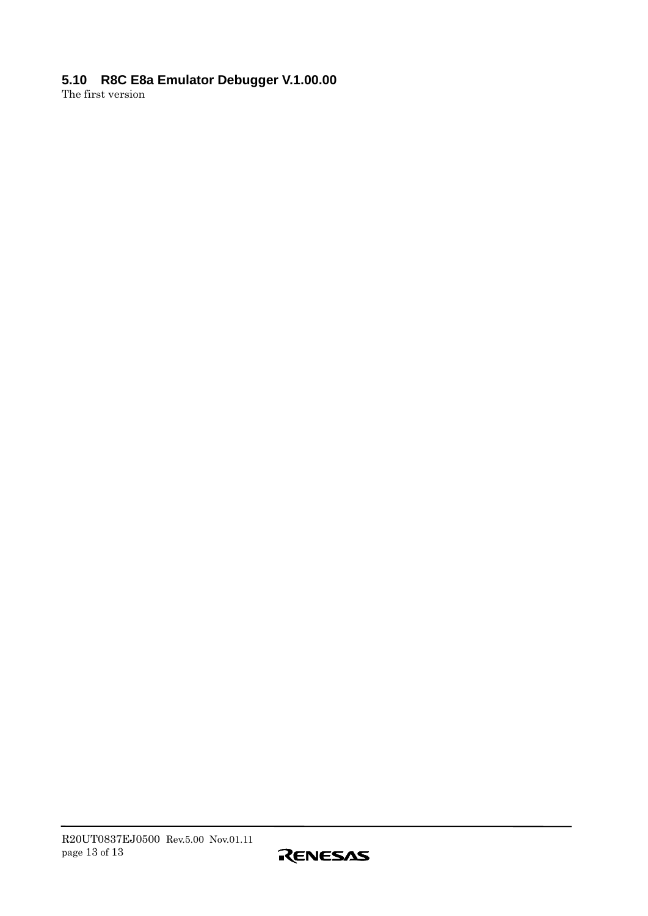### 5.10 R8C E8a Emulator Debugger V.1.00.00

The first version